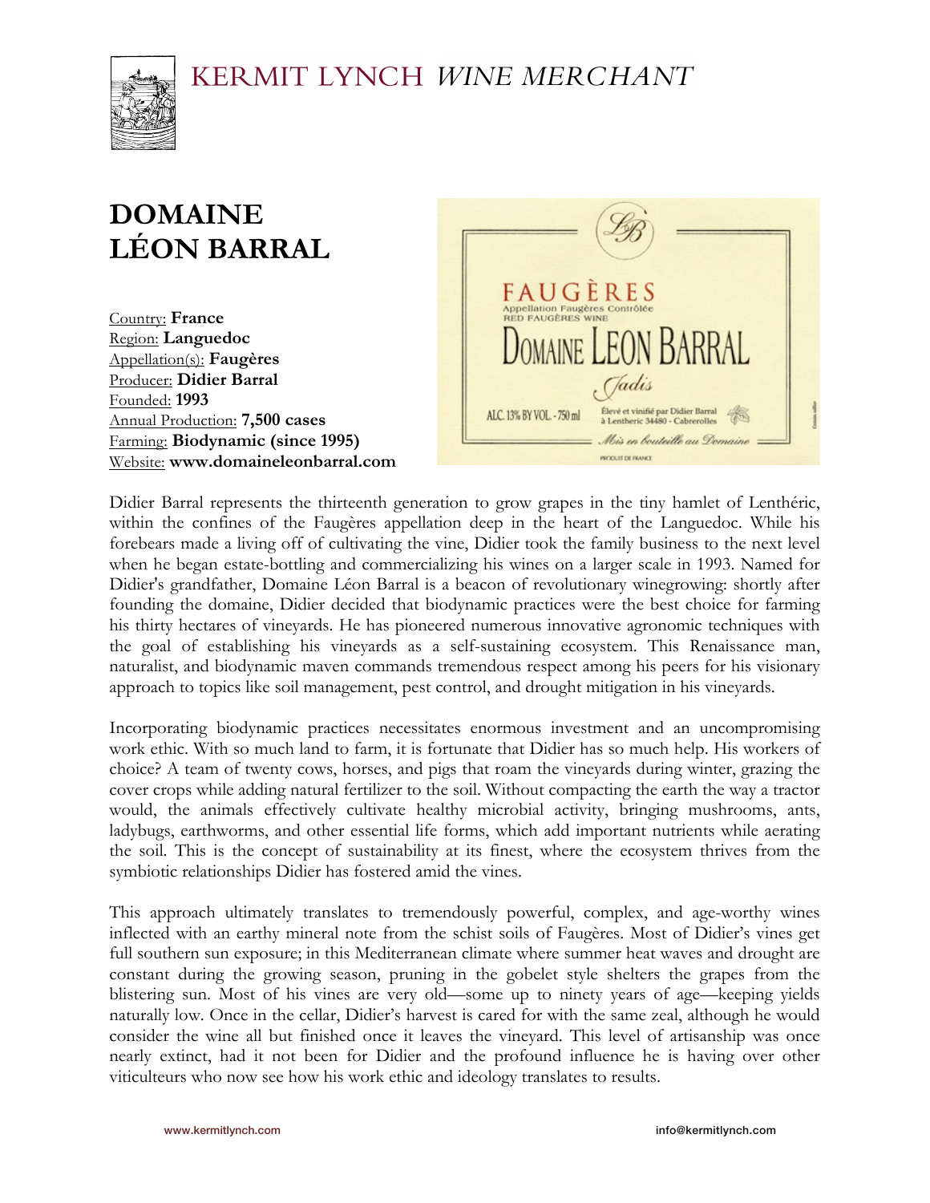KERMIT LYNCH *WINE MERCHANT*

# DOMAINE LÉON BARRAL

Country: **France**
Region: **Languedoc**
Appellation(s): **Faugères**
Producer: **Didier Barral**
Founded: **1993**
Annual Production: **7,500 cases**
Farming: **Biodynamic (since 1995)**
Website: **www.domaineleonbarral.com**

Didier Barral represents the thirteenth generation to grow grapes in the tiny hamlet of Lenthéric, within the confines of the Faugères appellation deep in the heart of the Languedoc. While his forebears made a living off of cultivating the vine, Didier took the family business to the next level when he began estate-bottling and commercializing his wines on a larger scale in 1993. Named for Didier's grandfather, Domaine Léon Barral is a beacon of revolutionary winegrowing: shortly after founding the domaine, Didier decided that biodynamic practices were the best choice for farming his thirty hectares of vineyards. He has pioneered numerous innovative agronomic techniques with the goal of establishing his vineyards as a self-sustaining ecosystem. This Renaissance man, naturalist, and biodynamic maven commands tremendous respect among his peers for his visionary approach to topics like soil management, pest control, and drought mitigation in his vineyards.

Incorporating biodynamic practices necessitates enormous investment and an uncompromising work ethic. With so much land to farm, it is fortunate that Didier has so much help. His workers of choice? A team of twenty cows, horses, and pigs that roam the vineyards during winter, grazing the cover crops while adding natural fertilizer to the soil. Without compacting the earth the way a tractor would, the animals effectively cultivate healthy microbial activity, bringing mushrooms, ants, ladybugs, earthworms, and other essential life forms, which add important nutrients while aerating the soil. This is the concept of sustainability at its finest, where the ecosystem thrives from the symbiotic relationships Didier has fostered amid the vines.

This approach ultimately translates to tremendously powerful, complex, and age-worthy wines inflected with an earthy mineral note from the schist soils of Faugères. Most of Didier's vines get full southern sun exposure; in this Mediterranean climate where summer heat waves and drought are constant during the growing season, pruning in the gobelet style shelters the grapes from the blistering sun. Most of his vines are very old—some up to ninety years of age—keeping yields naturally low. Once in the cellar, Didier's harvest is cared for with the same zeal, although he would consider the wine all but finished once it leaves the vineyard. This level of artisanship was once nearly extinct, had it not been for Didier and the profound influence he is having over other viticulteurs who now see how his work ethic and ideology translates to results.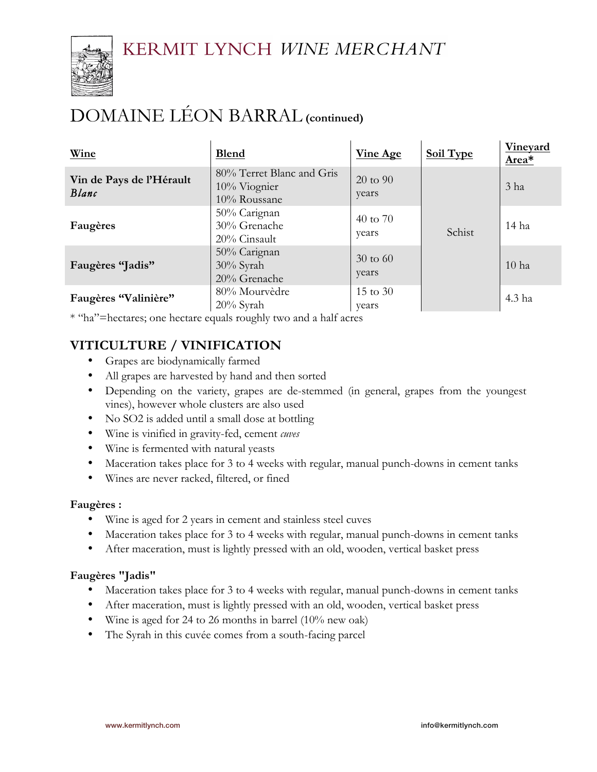# KERMIT LYNCH *WINE MERCHANT*

# DOMAINE LÉON BARRAL **(continued)**

| Wine | Blend | Vine Age | Soil Type | Vineyard Area* |
|---|---|---|---|---|
| **Vin de Pays de l'Hérault *Blanc*** | 80% Terret Blanc and Gris<br>10% Viognier<br>10% Roussane | 20 to 90 years | Schist | 3 ha |
| **Faugères** | 50% Carignan<br>30% Grenache<br>20% Cinsault | 40 to 70 years | Schist | 14 ha |
| **Faugères "Jadis"** | 50% Carignan<br>30% Syrah<br>20% Grenache | 30 to 60 years | Schist | 10 ha |
| **Faugères "Valinière"** | 80% Mourvèdre<br>20% Syrah | 15 to 30 years | Schist | 4.3 ha |

* "ha"=hectares; one hectare equals roughly two and a half acres

## VITICULTURE / VINIFICATION

- Grapes are biodynamically farmed
- All grapes are harvested by hand and then sorted
- Depending on the variety, grapes are de-stemmed (in general, grapes from the youngest vines), however whole clusters are also used
- No SO2 is added until a small dose at bottling
- Wine is vinified in gravity-fed, cement *cuves*
- Wine is fermented with natural yeasts
- Maceration takes place for 3 to 4 weeks with regular, manual punch-downs in cement tanks
- Wines are never racked, filtered, or fined

**Faugères :**

- Wine is aged for 2 years in cement and stainless steel cuves
- Maceration takes place for 3 to 4 weeks with regular, manual punch-downs in cement tanks
- After maceration, must is lightly pressed with an old, wooden, vertical basket press

**Faugères "Jadis"**

- Maceration takes place for 3 to 4 weeks with regular, manual punch-downs in cement tanks
- After maceration, must is lightly pressed with an old, wooden, vertical basket press
- Wine is aged for 24 to 26 months in barrel (10% new oak)
- The Syrah in this cuvée comes from a south-facing parcel

www.kermitlynch.com info@kermitlynch.com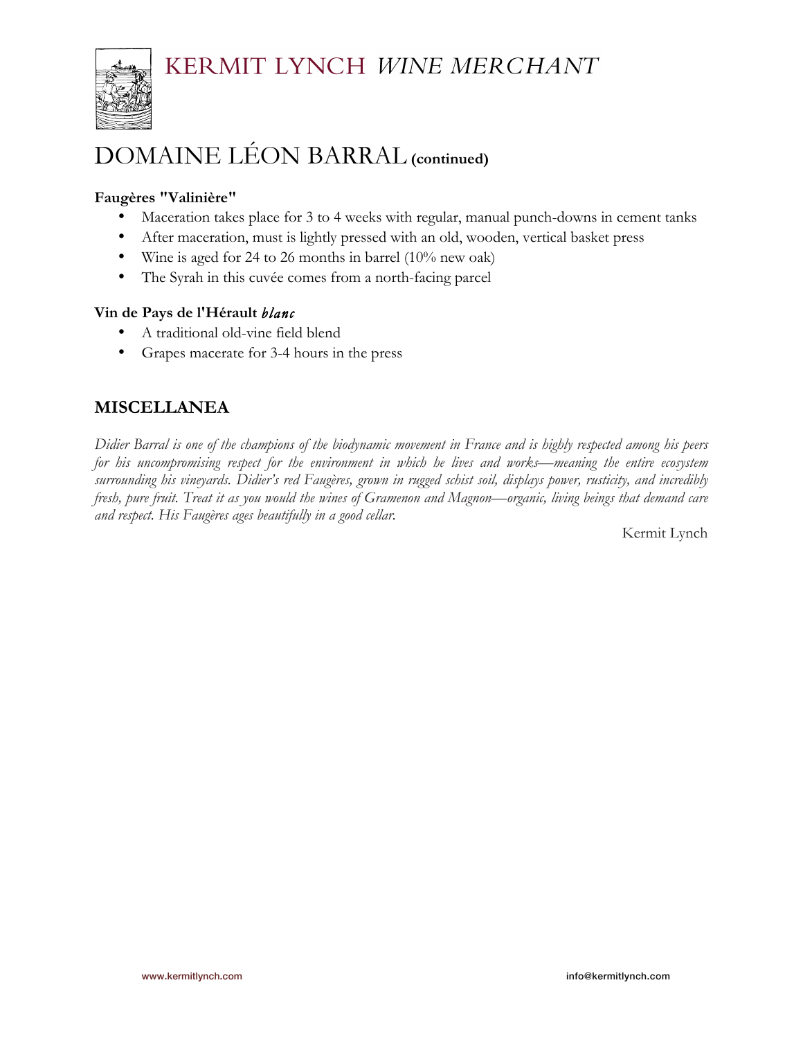# DOMAINE LÉON BARRAL **(continued)**

**Faugères "Valinière"**

- Maceration takes place for 3 to 4 weeks with regular, manual punch-downs in cement tanks
- After maceration, must is lightly pressed with an old, wooden, vertical basket press
- Wine is aged for 24 to 26 months in barrel (10% new oak)
- The Syrah in this cuvée comes from a north-facing parcel

**Vin de Pays de l'Hérault** *blanc*

- A traditional old-vine field blend
- Grapes macerate for 3-4 hours in the press

## MISCELLANEA

*Didier Barral is one of the champions of the biodynamic movement in France and is highly respected among his peers for his uncompromising respect for the environment in which he lives and works—meaning the entire ecosystem surrounding his vineyards. Didier's red Faugères, grown in rugged schist soil, displays power, rusticity, and incredibly fresh, pure fruit. Treat it as you would the wines of Gramenon and Magnon—organic, living beings that demand care and respect. His Faugères ages beautifully in a good cellar.*

Kermit Lynch